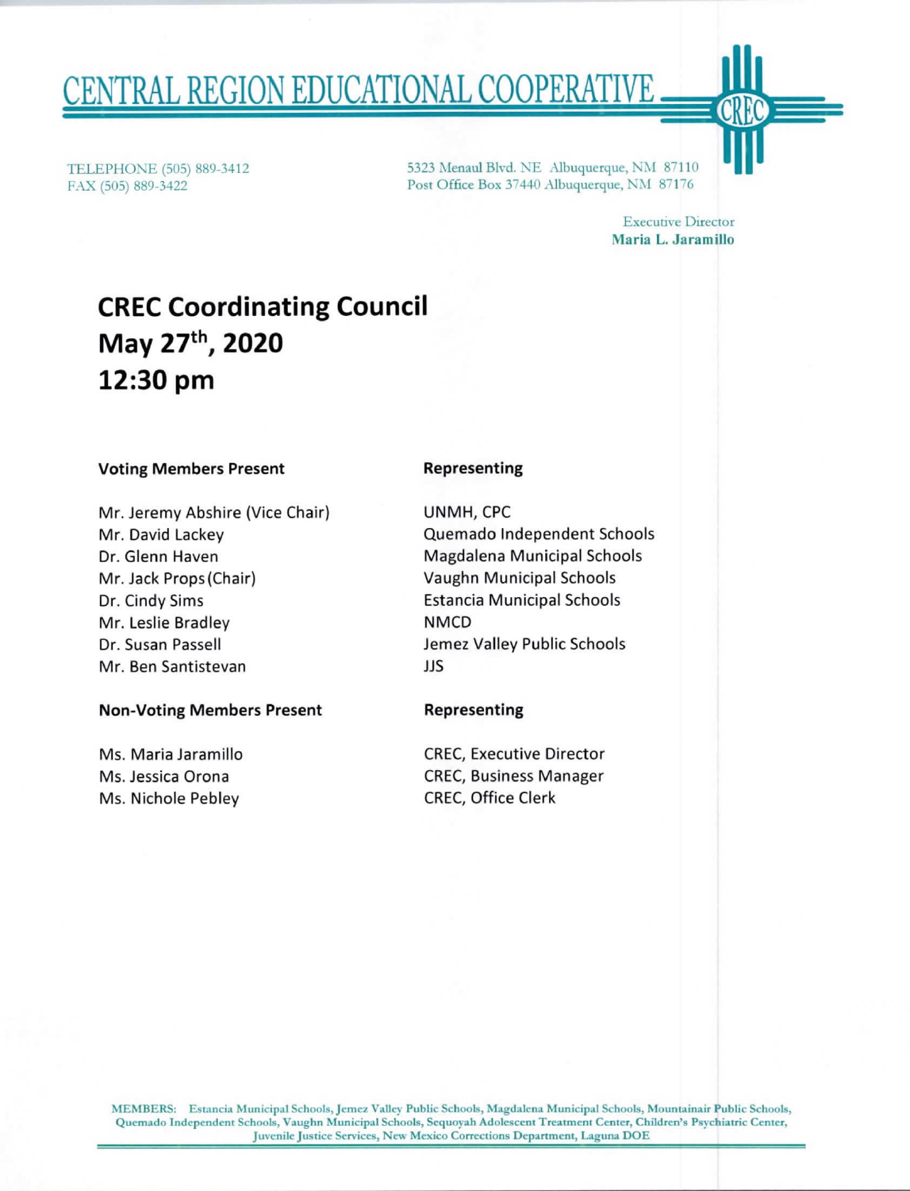# CENTRAL REGION EDUCATIONAL COOPERATIVE

TELEPHONE (505) 889-3412
FAX (505) 889-3422

5323 Menaul Blvd. NE Albuquerque, NM 87110
Post Office Box 37440 Albuquerque, NM 87176

Executive Director
**Maria L. Jaramillo**

# CREC Coordinating Council
# May 27th, 2020
# 12:30 pm

| Voting Members Present | Representing |
|---|---|
| Mr. Jeremy Abshire (Vice Chair) | UNMH, CPC |
| Mr. David Lackey | Quemado Independent Schools |
| Dr. Glenn Haven | Magdalena Municipal Schools |
| Mr. Jack Props (Chair) | Vaughn Municipal Schools |
| Dr. Cindy Sims | Estancia Municipal Schools |
| Mr. Leslie Bradley | NMCD |
| Dr. Susan Passell | Jemez Valley Public Schools |
| Mr. Ben Santistevan | JJS |

| Non-Voting Members Present | Representing |
|---|---|
| Ms. Maria Jaramillo | CREC, Executive Director |
| Ms. Jessica Orona | CREC, Business Manager |
| Ms. Nichole Pebley | CREC, Office Clerk |

MEMBERS: Estancia Municipal Schools, Jemez Valley Public Schools, Magdalena Municipal Schools, Mountainair Public Schools, Quemado Independent Schools, Vaughn Municipal Schools, Sequoyah Adolescent Treatment Center, Children's Psychiatric Center, Juvenile Justice Services, New Mexico Corrections Department, Laguna DOE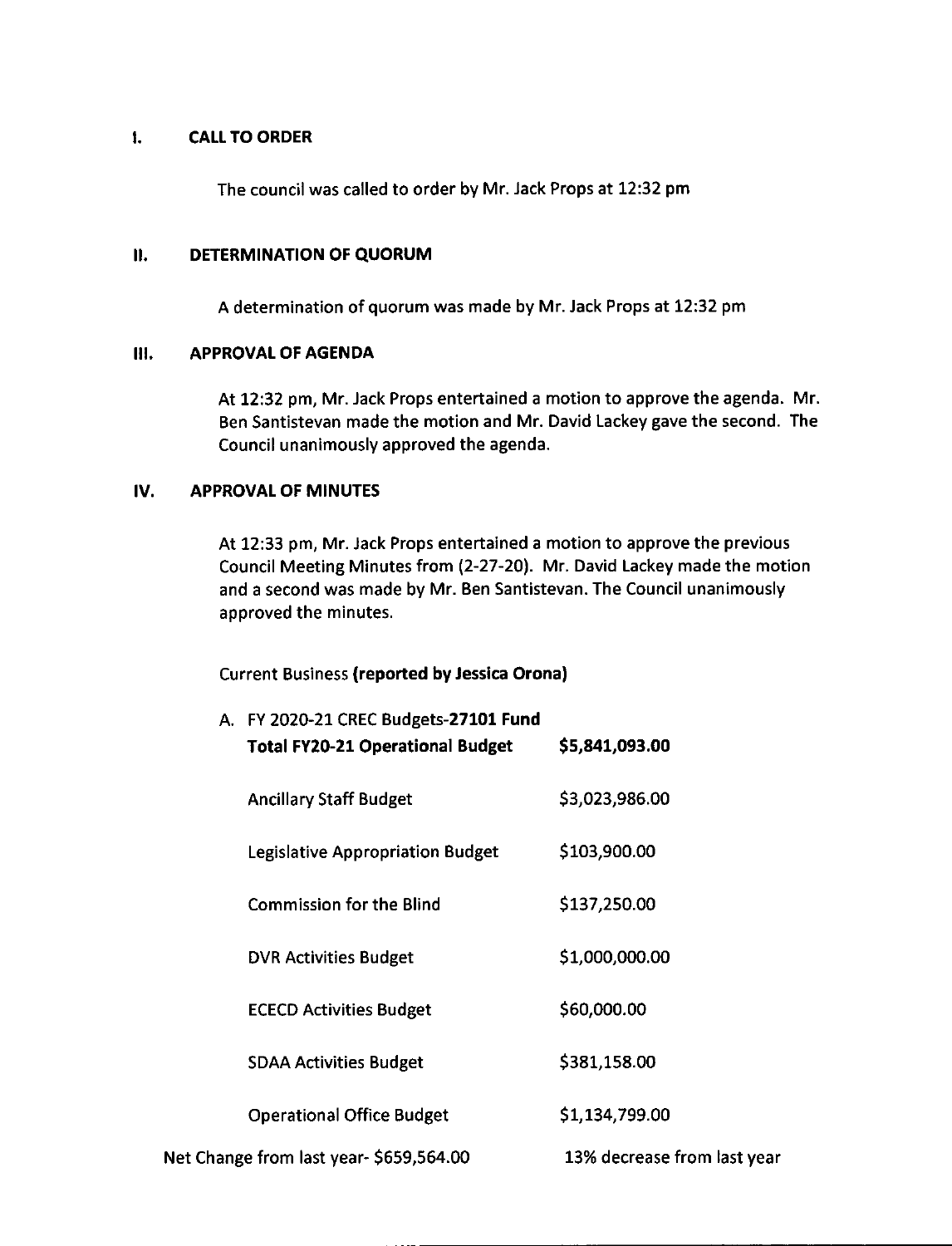## I. CALL TO ORDER

The council was called to order by Mr. Jack Props at 12:32 pm

## II. DETERMINATION OF QUORUM

A determination of quorum was made by Mr. Jack Props at 12:32 pm

## III. APPROVAL OF AGENDA

At 12:32 pm, Mr. Jack Props entertained a motion to approve the agenda. Mr. Ben Santistevan made the motion and Mr. David Lackey gave the second. The Council unanimously approved the agenda.

## IV. APPROVAL OF MINUTES

At 12:33 pm, Mr. Jack Props entertained a motion to approve the previous Council Meeting Minutes from (2-27-20). Mr. David Lackey made the motion and a second was made by Mr. Ben Santistevan. The Council unanimously approved the minutes.

Current Business **(reported by Jessica Orona)**

A. FY 2020-21 CREC Budgets-**27101 Fund**

| | |
|---|---|
| **Total FY20-21 Operational Budget** | **$5,841,093.00** |
| Ancillary Staff Budget | $3,023,986.00 |
| Legislative Appropriation Budget | $103,900.00 |
| Commission for the Blind | $137,250.00 |
| DVR Activities Budget | $1,000,000.00 |
| ECECD Activities Budget | $60,000.00 |
| SDAA Activities Budget | $381,158.00 |
| Operational Office Budget | $1,134,799.00 |

Net Change from last year- $659,564.00 | 13% decrease from last year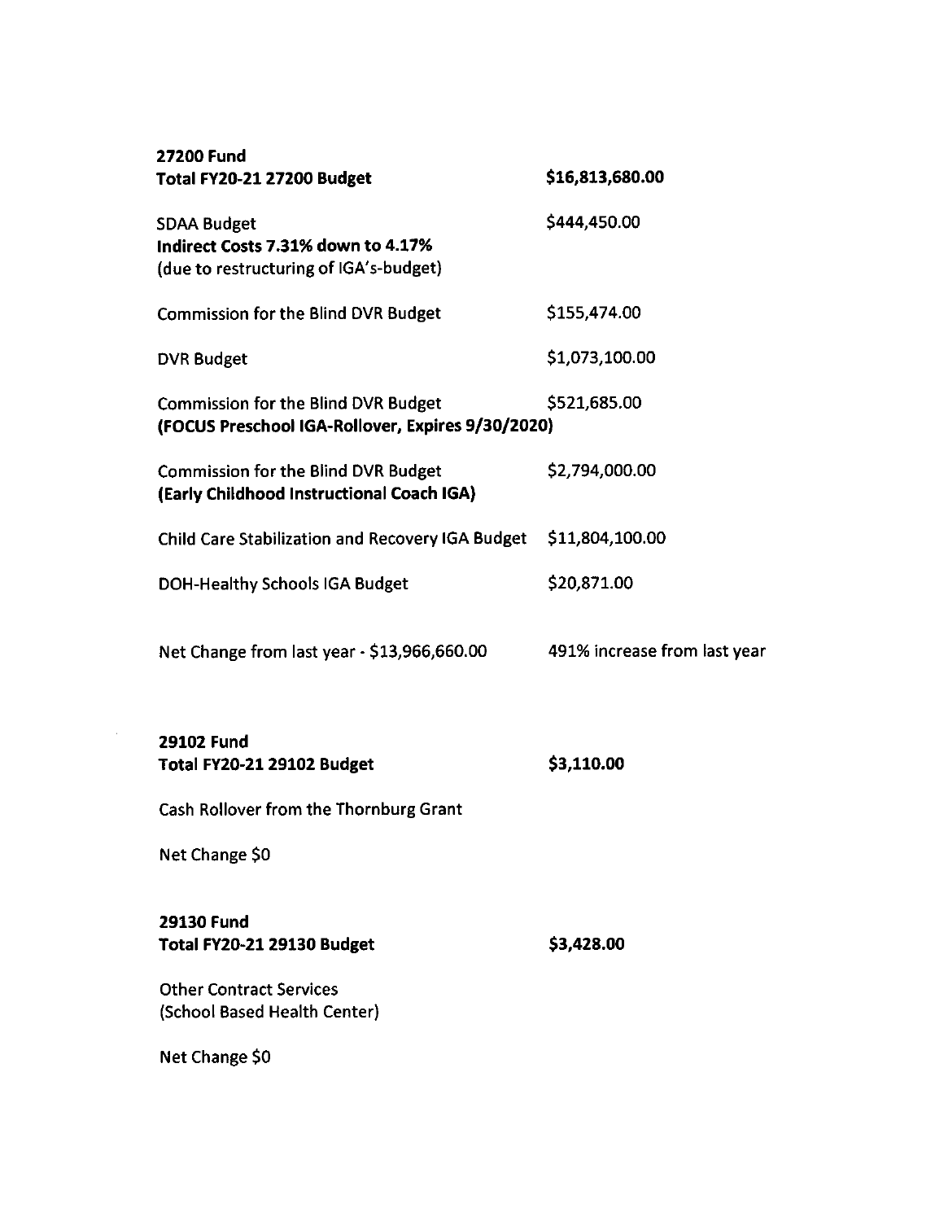**27200 Fund**

| | |
|---|---|
| **Total FY20-21 27200 Budget** | **$16,813,680.00** |
| SDAA Budget<br>**Indirect Costs 7.31% down to 4.17%**<br>(due to restructuring of IGA's-budget) | $444,450.00 |
| Commission for the Blind DVR Budget | $155,474.00 |
| DVR Budget | $1,073,100.00 |
| Commission for the Blind DVR Budget<br>**(FOCUS Preschool IGA-Rollover, Expires 9/30/2020)** | $521,685.00 |
| Commission for the Blind DVR Budget<br>**(Early Childhood Instructional Coach IGA)** | $2,794,000.00 |
| Child Care Stabilization and Recovery IGA Budget | $11,804,100.00 |
| DOH-Healthy Schools IGA Budget | $20,871.00 |
| Net Change from last year - $13,966,660.00 | 491% increase from last year |

**29102 Fund**

**Total FY20-21 29102 Budget** **$3,110.00**

Cash Rollover from the Thornburg Grant

Net Change $0

**29130 Fund**

**Total FY20-21 29130 Budget** **$3,428.00**

Other Contract Services
(School Based Health Center)

Net Change $0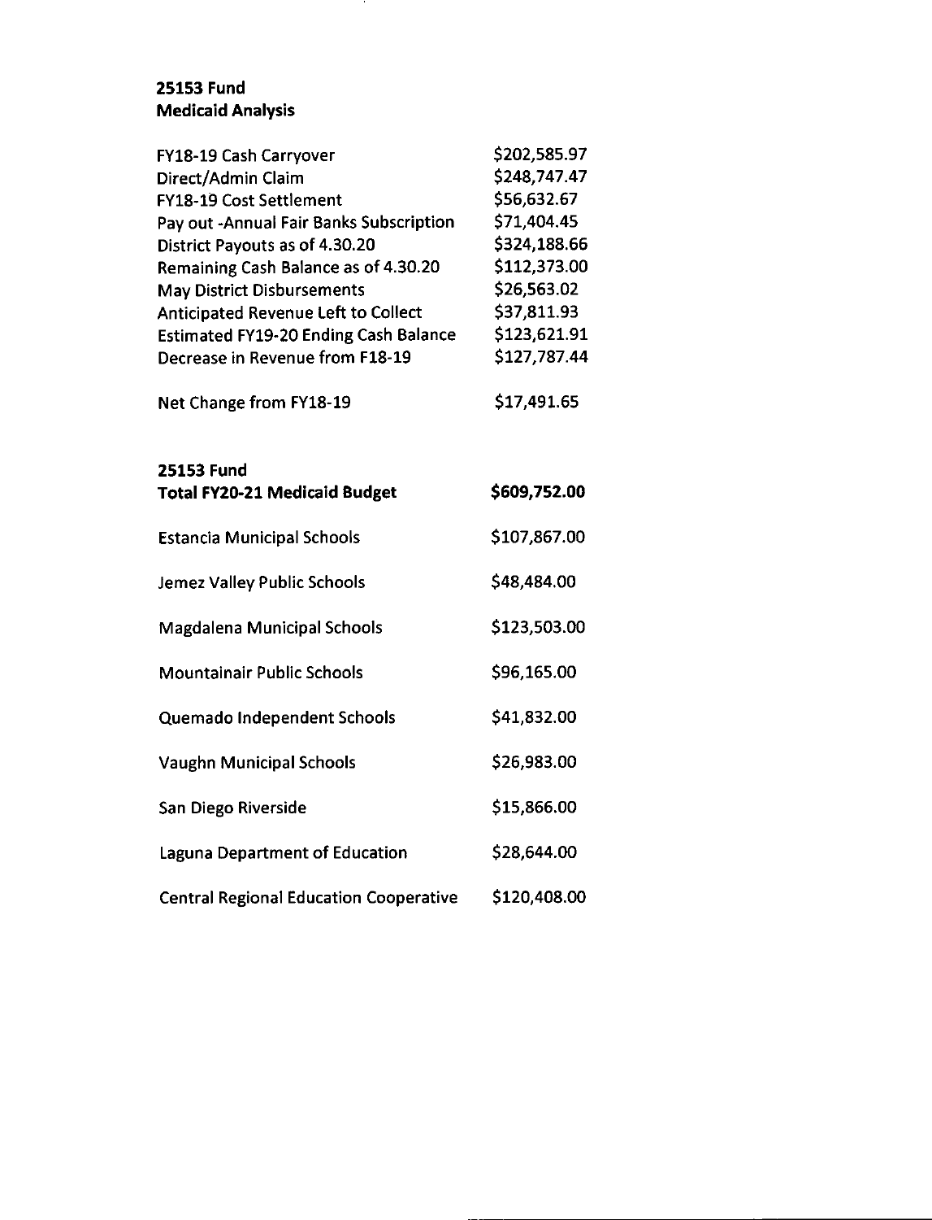**25153 Fund**
**Medicaid Analysis**

| | |
|---|---|
| FY18-19 Cash Carryover | $202,585.97 |
| Direct/Admin Claim | $248,747.47 |
| FY18-19 Cost Settlement | $56,632.67 |
| Pay out -Annual Fair Banks Subscription | $71,404.45 |
| District Payouts as of 4.30.20 | $324,188.66 |
| Remaining Cash Balance as of 4.30.20 | $112,373.00 |
| May District Disbursements | $26,563.02 |
| Anticipated Revenue Left to Collect | $37,811.93 |
| Estimated FY19-20 Ending Cash Balance | $123,621.91 |
| Decrease in Revenue from F18-19 | $127,787.44 |
| Net Change from FY18-19 | $17,491.65 |

**25153 Fund**

| **Total FY20-21 Medicaid Budget** | **$609,752.00** |
|---|---|
| Estancia Municipal Schools | $107,867.00 |
| Jemez Valley Public Schools | $48,484.00 |
| Magdalena Municipal Schools | $123,503.00 |
| Mountainair Public Schools | $96,165.00 |
| Quemado Independent Schools | $41,832.00 |
| Vaughn Municipal Schools | $26,983.00 |
| San Diego Riverside | $15,866.00 |
| Laguna Department of Education | $28,644.00 |
| Central Regional Education Cooperative | $120,408.00 |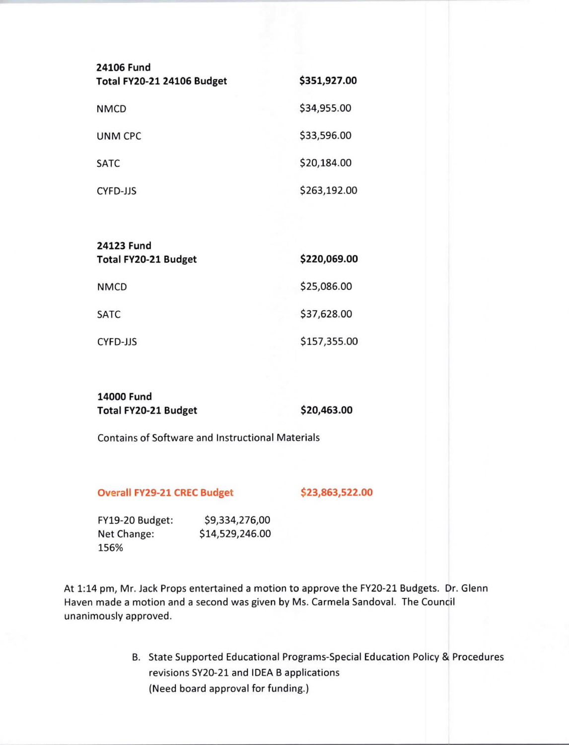| **24106 Fund**<br>**Total FY20-21 24106 Budget** | **$351,927.00** |
|---|---|
| NMCD | $34,955.00 |
| UNM CPC | $33,596.00 |
| SATC | $20,184.00 |
| CYFD-JJS | $263,192.00 |

| **24123 Fund**<br>**Total FY20-21 Budget** | **$220,069.00** |
|---|---|
| NMCD | $25,086.00 |
| SATC | $37,628.00 |
| CYFD-JJS | $157,355.00 |

**14000 Fund**
**Total FY20-21 Budget** **$20,463.00**

Contains of Software and Instructional Materials

**Overall FY29-21 CREC Budget** **$23,863,522.00**

FY19-20 Budget: $9,334,276,00
Net Change: $14,529,246.00
156%

At 1:14 pm, Mr. Jack Props entertained a motion to approve the FY20-21 Budgets. Dr. Glenn Haven made a motion and a second was given by Ms. Carmela Sandoval. The Council unanimously approved.

B. State Supported Educational Programs-Special Education Policy & Procedures revisions SY20-21 and IDEA B applications
(Need board approval for funding.)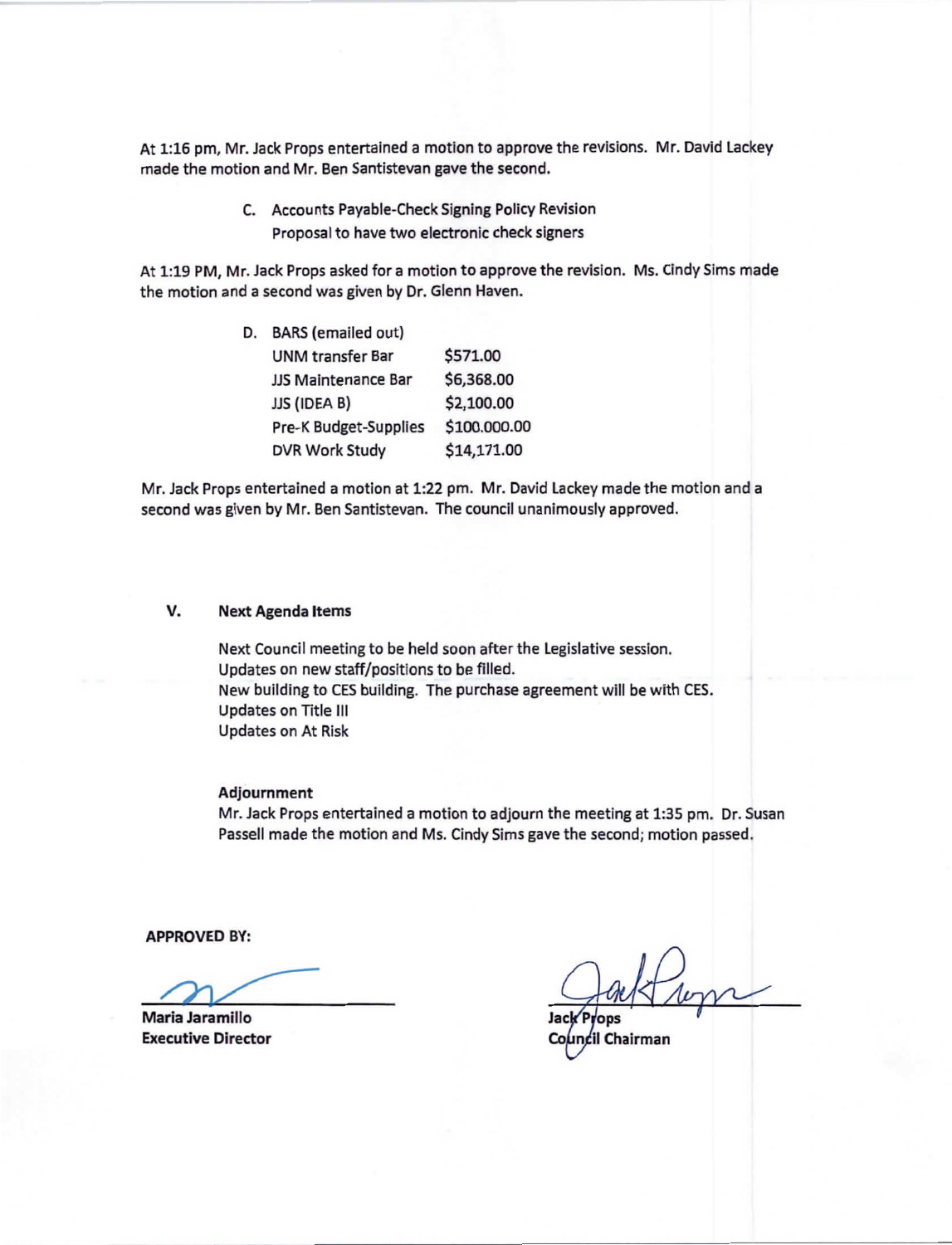At 1:16 pm, Mr. Jack Props entertained a motion to approve the revisions. Mr. David Lackey made the motion and Mr. Ben Santistevan gave the second.

C. Accounts Payable-Check Signing Policy Revision
Proposal to have two electronic check signers

At 1:19 PM, Mr. Jack Props asked for a motion to approve the revision. Ms. Cindy Sims made the motion and a second was given by Dr. Glenn Haven.

D. BARS (emailed out)

| | |
|---|---|
| UNM transfer Bar | $571.00 |
| JJS Maintenance Bar | $6,368.00 |
| JJS (IDEA B) | $2,100.00 |
| Pre-K Budget-Supplies | $100.000.00 |
| DVR Work Study | $14,171.00 |

Mr. Jack Props entertained a motion at 1:22 pm. Mr. David Lackey made the motion and a second was given by Mr. Ben Santistevan. The council unanimously approved.

## V. Next Agenda Items

Next Council meeting to be held soon after the Legislative session.
Updates on new staff/positions to be filled.
New building to CES building. The purchase agreement will be with CES.
Updates on Title III
Updates on At Risk

**Adjournment**
Mr. Jack Props entertained a motion to adjourn the meeting at 1:35 pm. Dr. Susan Passell made the motion and Ms. Cindy Sims gave the second; motion passed.

**APPROVED BY:**

**Maria Jaramillo**
**Executive Director**

**Jack Props**
**Council Chairman**